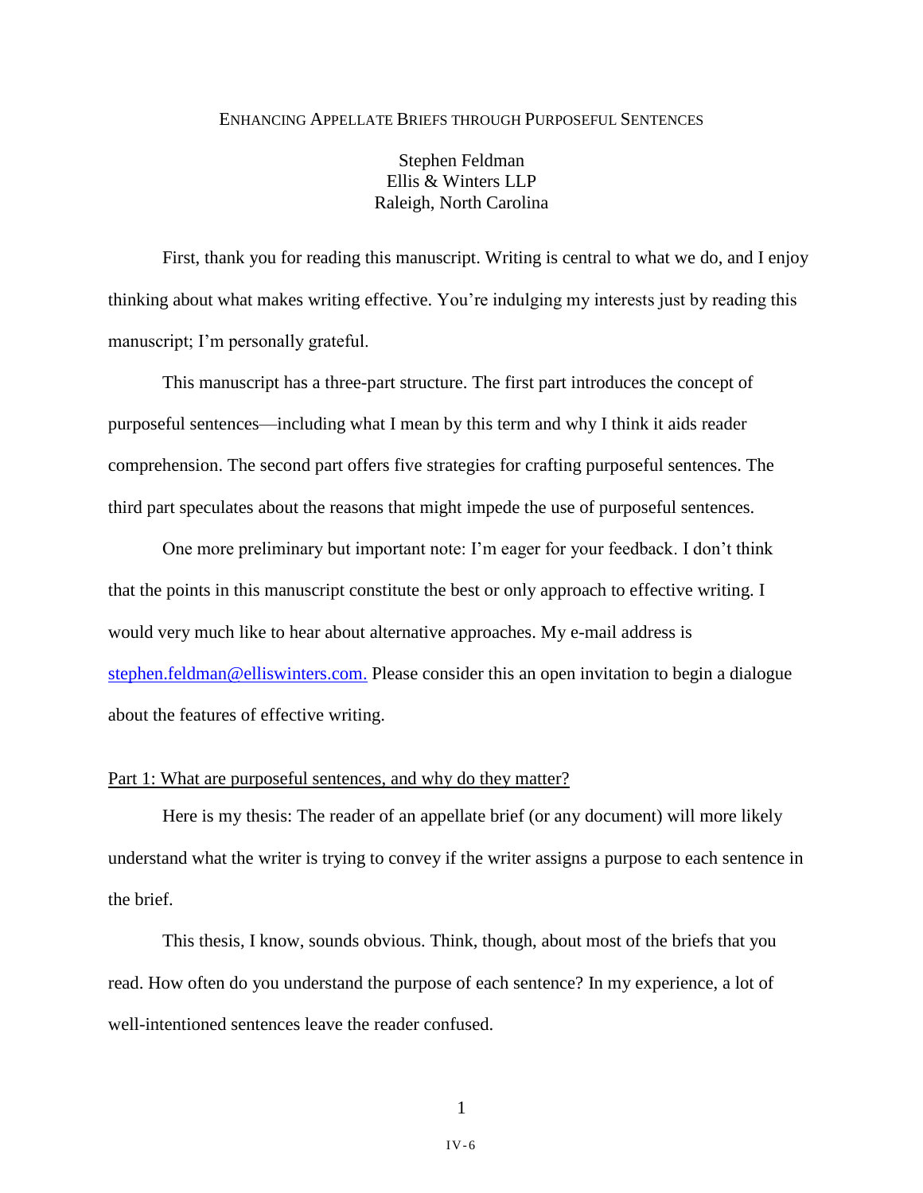# Enhancing Appellate Briefs through Purposeful Sentences

Stephen Feldman
Ellis & Winters LLP
Raleigh, North Carolina

First, thank you for reading this manuscript. Writing is central to what we do, and I enjoy thinking about what makes writing effective. You're indulging my interests just by reading this manuscript; I'm personally grateful.

This manuscript has a three-part structure. The first part introduces the concept of purposeful sentences—including what I mean by this term and why I think it aids reader comprehension. The second part offers five strategies for crafting purposeful sentences. The third part speculates about the reasons that might impede the use of purposeful sentences.

One more preliminary but important note: I'm eager for your feedback. I don't think that the points in this manuscript constitute the best or only approach to effective writing. I would very much like to hear about alternative approaches. My e-mail address is stephen.feldman@elliswinters.com. Please consider this an open invitation to begin a dialogue about the features of effective writing.

## Part 1: What are purposeful sentences, and why do they matter?

Here is my thesis: The reader of an appellate brief (or any document) will more likely understand what the writer is trying to convey if the writer assigns a purpose to each sentence in the brief.

This thesis, I know, sounds obvious. Think, though, about most of the briefs that you read. How often do you understand the purpose of each sentence? In my experience, a lot of well-intentioned sentences leave the reader confused.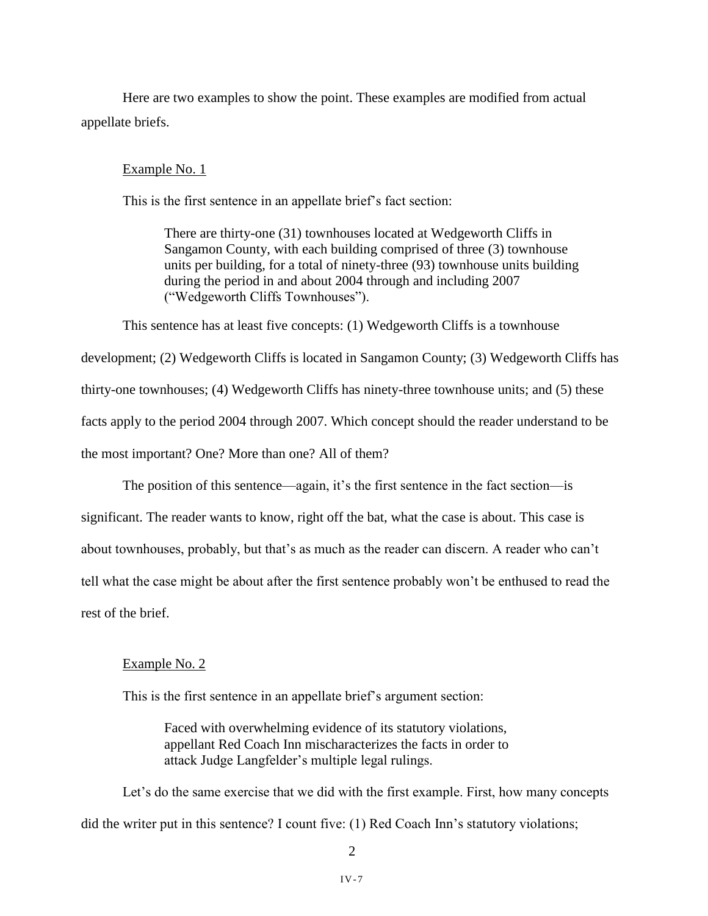Here are two examples to show the point. These examples are modified from actual appellate briefs.

<u>Example No. 1</u>

This is the first sentence in an appellate brief's fact section:

> There are thirty-one (31) townhouses located at Wedgeworth Cliffs in Sangamon County, with each building comprised of three (3) townhouse units per building, for a total of ninety-three (93) townhouse units building during the period in and about 2004 through and including 2007 ("Wedgeworth Cliffs Townhouses").

This sentence has at least five concepts: (1) Wedgeworth Cliffs is a townhouse development; (2) Wedgeworth Cliffs is located in Sangamon County; (3) Wedgeworth Cliffs has thirty-one townhouses; (4) Wedgeworth Cliffs has ninety-three townhouse units; and (5) these facts apply to the period 2004 through 2007. Which concept should the reader understand to be the most important? One? More than one? All of them?

The position of this sentence—again, it's the first sentence in the fact section—is significant. The reader wants to know, right off the bat, what the case is about. This case is about townhouses, probably, but that's as much as the reader can discern. A reader who can't tell what the case might be about after the first sentence probably won't be enthused to read the rest of the brief.

<u>Example No. 2</u>

This is the first sentence in an appellate brief's argument section:

> Faced with overwhelming evidence of its statutory violations, appellant Red Coach Inn mischaracterizes the facts in order to attack Judge Langfelder's multiple legal rulings.

Let's do the same exercise that we did with the first example. First, how many concepts did the writer put in this sentence? I count five: (1) Red Coach Inn's statutory violations;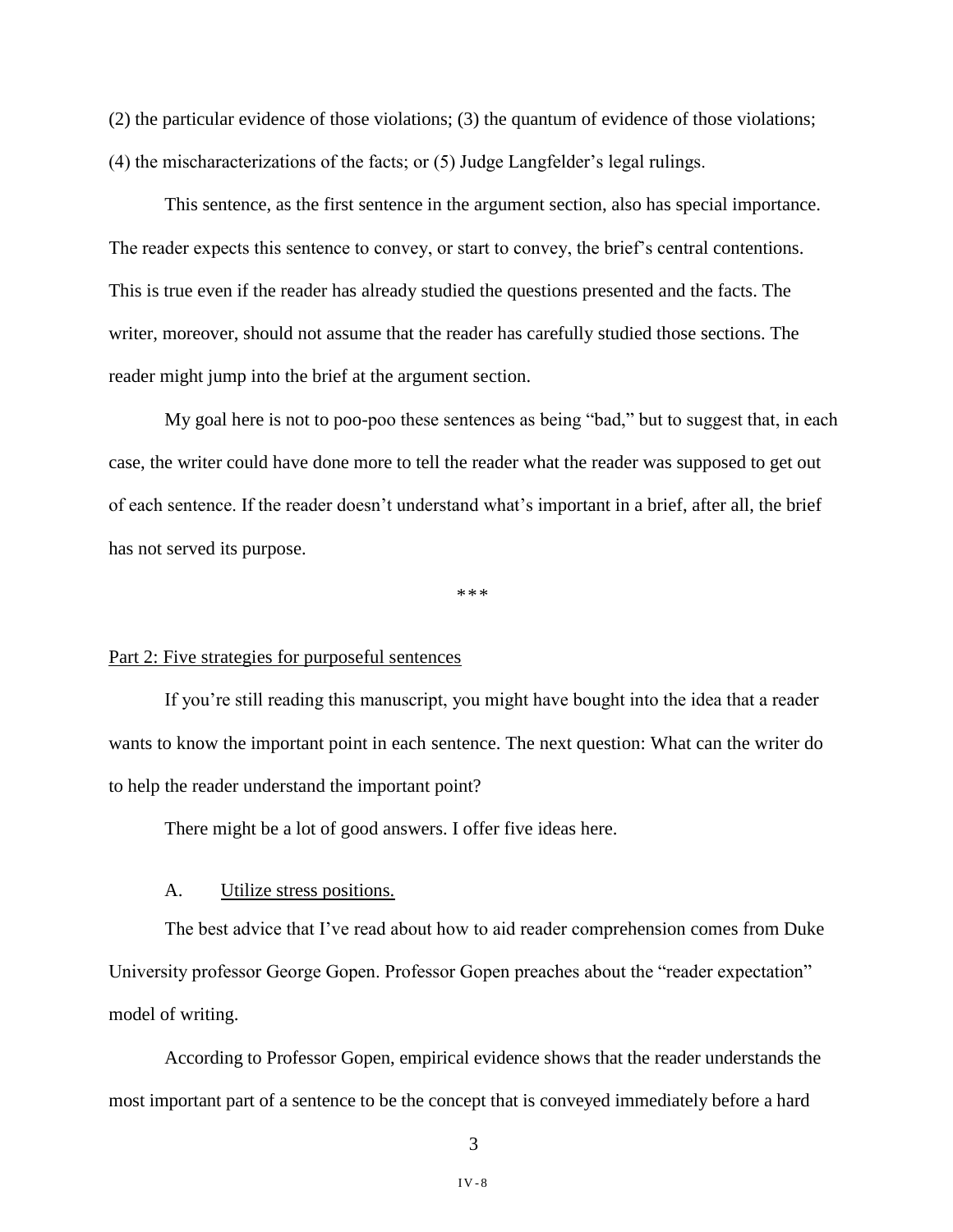(2) the particular evidence of those violations; (3) the quantum of evidence of those violations; (4) the mischaracterizations of the facts; or (5) Judge Langfelder's legal rulings.

This sentence, as the first sentence in the argument section, also has special importance. The reader expects this sentence to convey, or start to convey, the brief's central contentions. This is true even if the reader has already studied the questions presented and the facts. The writer, moreover, should not assume that the reader has carefully studied those sections. The reader might jump into the brief at the argument section.

My goal here is not to poo-poo these sentences as being "bad," but to suggest that, in each case, the writer could have done more to tell the reader what the reader was supposed to get out of each sentence. If the reader doesn't understand what's important in a brief, after all, the brief has not served its purpose.

***

## Part 2: Five strategies for purposeful sentences

If you're still reading this manuscript, you might have bought into the idea that a reader wants to know the important point in each sentence. The next question: What can the writer do to help the reader understand the important point?

There might be a lot of good answers. I offer five ideas here.

### A. Utilize stress positions.

The best advice that I've read about how to aid reader comprehension comes from Duke University professor George Gopen. Professor Gopen preaches about the "reader expectation" model of writing.

According to Professor Gopen, empirical evidence shows that the reader understands the most important part of a sentence to be the concept that is conveyed immediately before a hard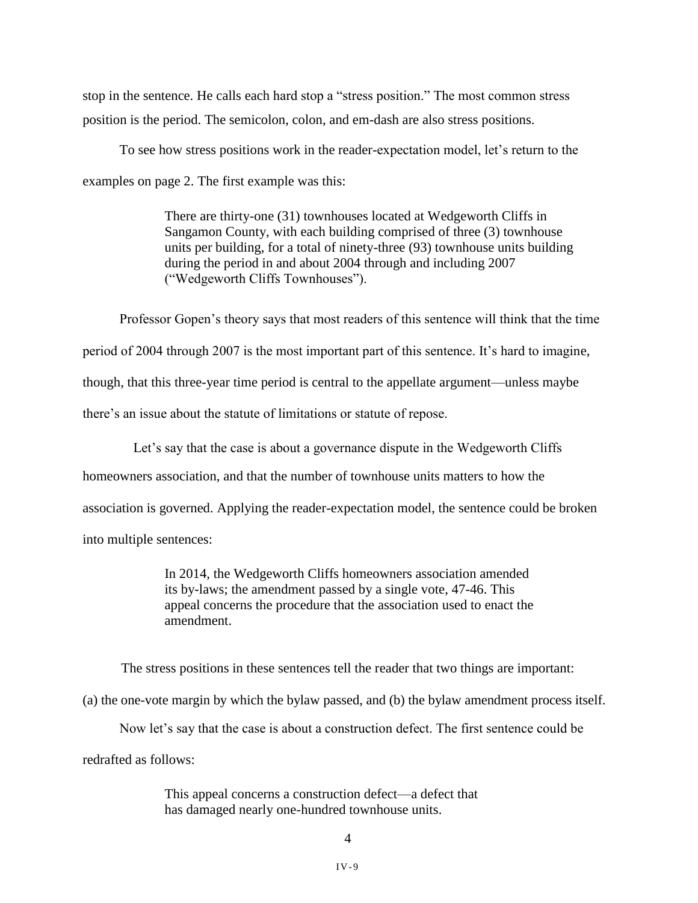stop in the sentence. He calls each hard stop a "stress position." The most common stress position is the period. The semicolon, colon, and em-dash are also stress positions.

To see how stress positions work in the reader-expectation model, let's return to the examples on page 2. The first example was this:

> There are thirty-one (31) townhouses located at Wedgeworth Cliffs in Sangamon County, with each building comprised of three (3) townhouse units per building, for a total of ninety-three (93) townhouse units building during the period in and about 2004 through and including 2007 ("Wedgeworth Cliffs Townhouses").

Professor Gopen's theory says that most readers of this sentence will think that the time period of 2004 through 2007 is the most important part of this sentence. It's hard to imagine, though, that this three-year time period is central to the appellate argument—unless maybe there's an issue about the statute of limitations or statute of repose.

Let's say that the case is about a governance dispute in the Wedgeworth Cliffs homeowners association, and that the number of townhouse units matters to how the association is governed. Applying the reader-expectation model, the sentence could be broken into multiple sentences:

> In 2014, the Wedgeworth Cliffs homeowners association amended its by-laws; the amendment passed by a single vote, 47-46. This appeal concerns the procedure that the association used to enact the amendment.

The stress positions in these sentences tell the reader that two things are important: (a) the one-vote margin by which the bylaw passed, and (b) the bylaw amendment process itself.

Now let's say that the case is about a construction defect. The first sentence could be redrafted as follows:

> This appeal concerns a construction defect—a defect that has damaged nearly one-hundred townhouse units.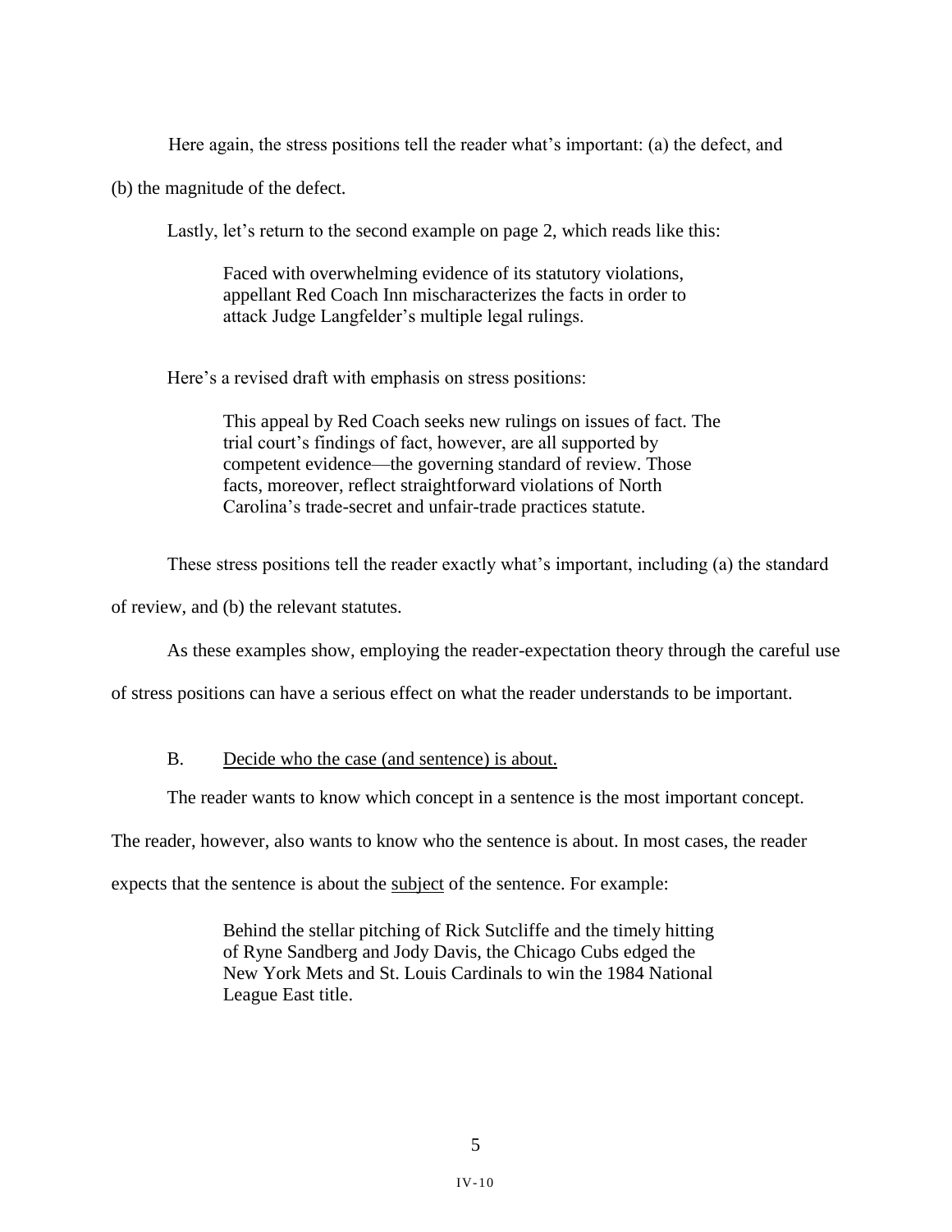Here again, the stress positions tell the reader what's important: (a) the defect, and (b) the magnitude of the defect.

Lastly, let's return to the second example on page 2, which reads like this:

> Faced with overwhelming evidence of its statutory violations, appellant Red Coach Inn mischaracterizes the facts in order to attack Judge Langfelder's multiple legal rulings.

Here's a revised draft with emphasis on stress positions:

> This appeal by Red Coach seeks new rulings on issues of fact. The trial court's findings of fact, however, are all supported by competent evidence—the governing standard of review. Those facts, moreover, reflect straightforward violations of North Carolina's trade-secret and unfair-trade practices statute.

These stress positions tell the reader exactly what's important, including (a) the standard of review, and (b) the relevant statutes.

As these examples show, employing the reader-expectation theory through the careful use of stress positions can have a serious effect on what the reader understands to be important.

B. <u>Decide who the case (and sentence) is about.</u>

The reader wants to know which concept in a sentence is the most important concept. The reader, however, also wants to know who the sentence is about. In most cases, the reader expects that the sentence is about the <u>subject</u> of the sentence. For example:

> Behind the stellar pitching of Rick Sutcliffe and the timely hitting of Ryne Sandberg and Jody Davis, the Chicago Cubs edged the New York Mets and St. Louis Cardinals to win the 1984 National League East title.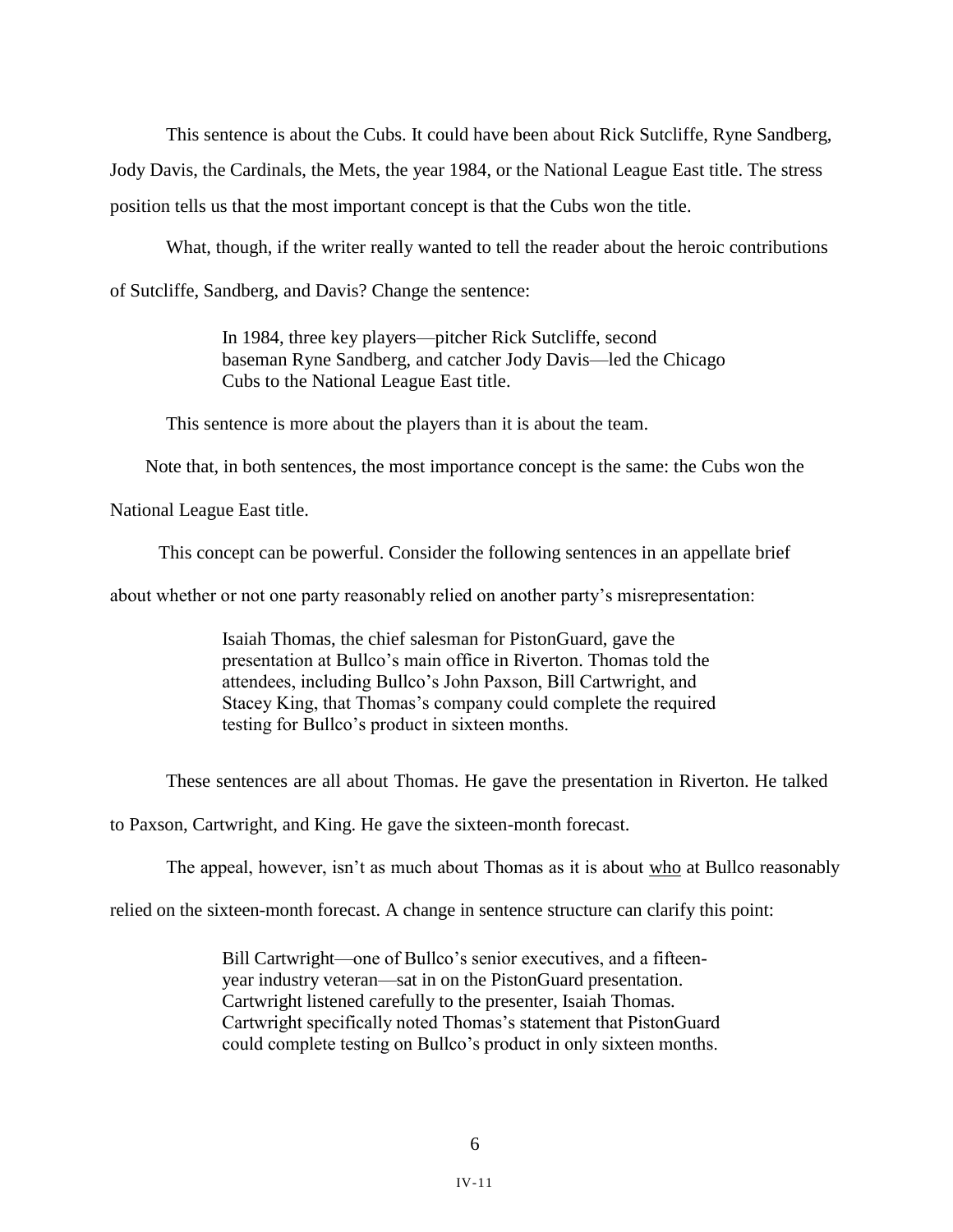This sentence is about the Cubs. It could have been about Rick Sutcliffe, Ryne Sandberg, Jody Davis, the Cardinals, the Mets, the year 1984, or the National League East title. The stress position tells us that the most important concept is that the Cubs won the title.

What, though, if the writer really wanted to tell the reader about the heroic contributions of Sutcliffe, Sandberg, and Davis? Change the sentence:

> In 1984, three key players—pitcher Rick Sutcliffe, second baseman Ryne Sandberg, and catcher Jody Davis—led the Chicago Cubs to the National League East title.

This sentence is more about the players than it is about the team.

Note that, in both sentences, the most importance concept is the same: the Cubs won the National League East title.

This concept can be powerful. Consider the following sentences in an appellate brief about whether or not one party reasonably relied on another party's misrepresentation:

> Isaiah Thomas, the chief salesman for PistonGuard, gave the presentation at Bullco's main office in Riverton. Thomas told the attendees, including Bullco's John Paxson, Bill Cartwright, and Stacey King, that Thomas's company could complete the required testing for Bullco's product in sixteen months.

These sentences are all about Thomas. He gave the presentation in Riverton. He talked to Paxson, Cartwright, and King. He gave the sixteen-month forecast.

The appeal, however, isn't as much about Thomas as it is about <u>who</u> at Bullco reasonably relied on the sixteen-month forecast. A change in sentence structure can clarify this point:

> Bill Cartwright—one of Bullco's senior executives, and a fifteen-year industry veteran—sat in on the PistonGuard presentation. Cartwright listened carefully to the presenter, Isaiah Thomas. Cartwright specifically noted Thomas's statement that PistonGuard could complete testing on Bullco's product in only sixteen months.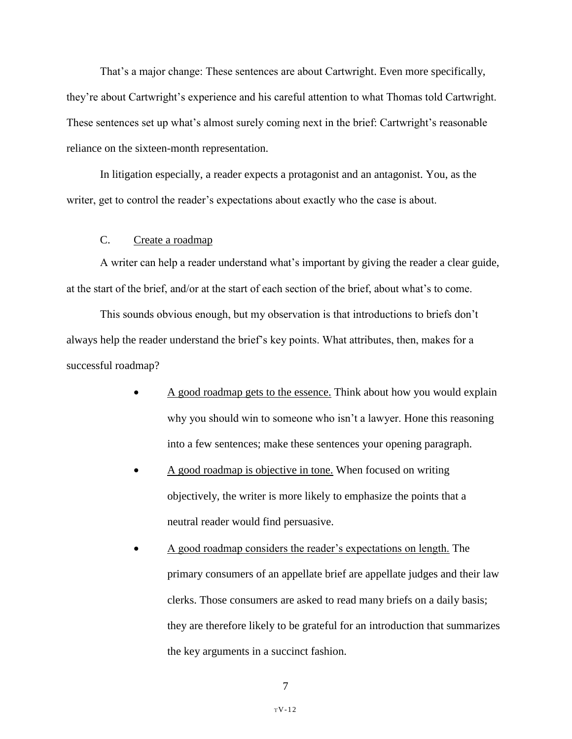That's a major change: These sentences are about Cartwright. Even more specifically, they're about Cartwright's experience and his careful attention to what Thomas told Cartwright. These sentences set up what's almost surely coming next in the brief: Cartwright's reasonable reliance on the sixteen-month representation.

In litigation especially, a reader expects a protagonist and an antagonist. You, as the writer, get to control the reader's expectations about exactly who the case is about.

### C. Create a roadmap

A writer can help a reader understand what's important by giving the reader a clear guide, at the start of the brief, and/or at the start of each section of the brief, about what's to come.

This sounds obvious enough, but my observation is that introductions to briefs don't always help the reader understand the brief's key points. What attributes, then, makes for a successful roadmap?

- A good roadmap gets to the essence. Think about how you would explain why you should win to someone who isn't a lawyer. Hone this reasoning into a few sentences; make these sentences your opening paragraph.
- A good roadmap is objective in tone. When focused on writing objectively, the writer is more likely to emphasize the points that a neutral reader would find persuasive.
- A good roadmap considers the reader's expectations on length. The primary consumers of an appellate brief are appellate judges and their law clerks. Those consumers are asked to read many briefs on a daily basis; they are therefore likely to be grateful for an introduction that summarizes the key arguments in a succinct fashion.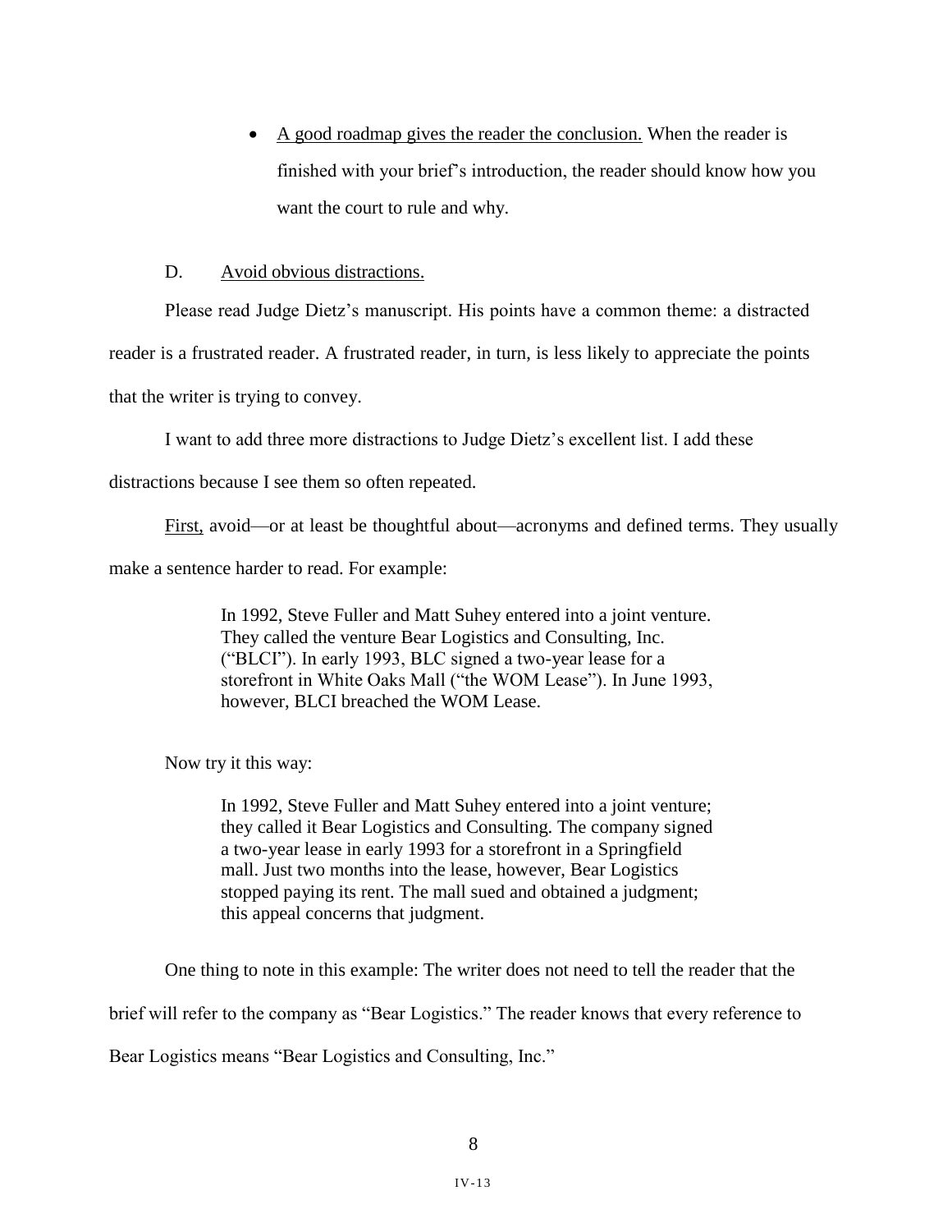- A good roadmap gives the reader the conclusion. When the reader is finished with your brief's introduction, the reader should know how you want the court to rule and why.

D. Avoid obvious distractions.

Please read Judge Dietz's manuscript. His points have a common theme: a distracted reader is a frustrated reader. A frustrated reader, in turn, is less likely to appreciate the points that the writer is trying to convey.

I want to add three more distractions to Judge Dietz's excellent list. I add these distractions because I see them so often repeated.

First, avoid—or at least be thoughtful about—acronyms and defined terms. They usually make a sentence harder to read. For example:

> In 1992, Steve Fuller and Matt Suhey entered into a joint venture. They called the venture Bear Logistics and Consulting, Inc. ("BLCI"). In early 1993, BLC signed a two-year lease for a storefront in White Oaks Mall ("the WOM Lease"). In June 1993, however, BLCI breached the WOM Lease.

Now try it this way:

> In 1992, Steve Fuller and Matt Suhey entered into a joint venture; they called it Bear Logistics and Consulting. The company signed a two-year lease in early 1993 for a storefront in a Springfield mall. Just two months into the lease, however, Bear Logistics stopped paying its rent. The mall sued and obtained a judgment; this appeal concerns that judgment.

One thing to note in this example: The writer does not need to tell the reader that the brief will refer to the company as "Bear Logistics." The reader knows that every reference to Bear Logistics means "Bear Logistics and Consulting, Inc."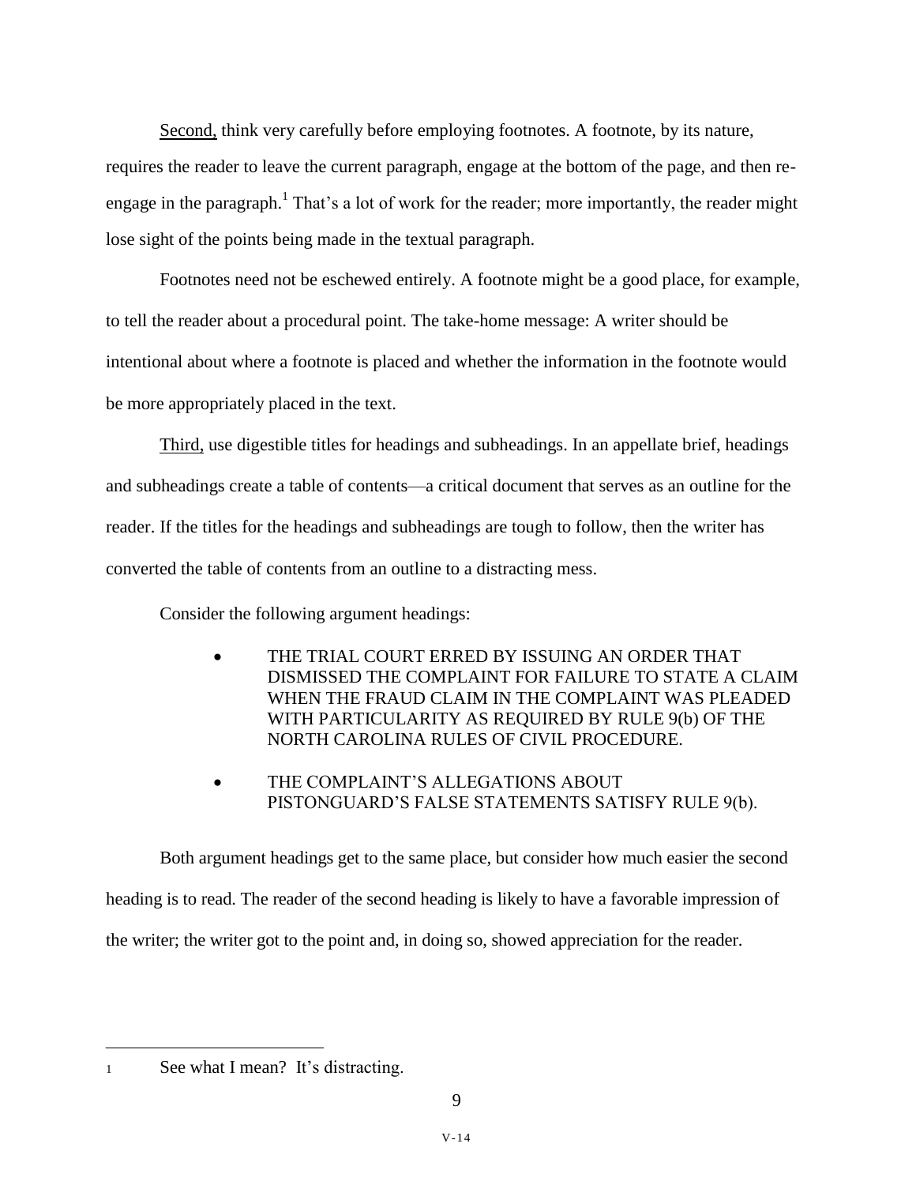Second, think very carefully before employing footnotes. A footnote, by its nature, requires the reader to leave the current paragraph, engage at the bottom of the page, and then re-engage in the paragraph.[1] That's a lot of work for the reader; more importantly, the reader might lose sight of the points being made in the textual paragraph.

Footnotes need not be eschewed entirely. A footnote might be a good place, for example, to tell the reader about a procedural point. The take-home message: A writer should be intentional about where a footnote is placed and whether the information in the footnote would be more appropriately placed in the text.

Third, use digestible titles for headings and subheadings. In an appellate brief, headings and subheadings create a table of contents—a critical document that serves as an outline for the reader. If the titles for the headings and subheadings are tough to follow, then the writer has converted the table of contents from an outline to a distracting mess.

Consider the following argument headings:

- THE TRIAL COURT ERRED BY ISSUING AN ORDER THAT DISMISSED THE COMPLAINT FOR FAILURE TO STATE A CLAIM WHEN THE FRAUD CLAIM IN THE COMPLAINT WAS PLEADED WITH PARTICULARITY AS REQUIRED BY RULE 9(b) OF THE NORTH CAROLINA RULES OF CIVIL PROCEDURE.
- THE COMPLAINT'S ALLEGATIONS ABOUT PISTONGUARD'S FALSE STATEMENTS SATISFY RULE 9(b).

Both argument headings get to the same place, but consider how much easier the second heading is to read. The reader of the second heading is likely to have a favorable impression of the writer; the writer got to the point and, in doing so, showed appreciation for the reader.

---

[1] See what I mean? It's distracting.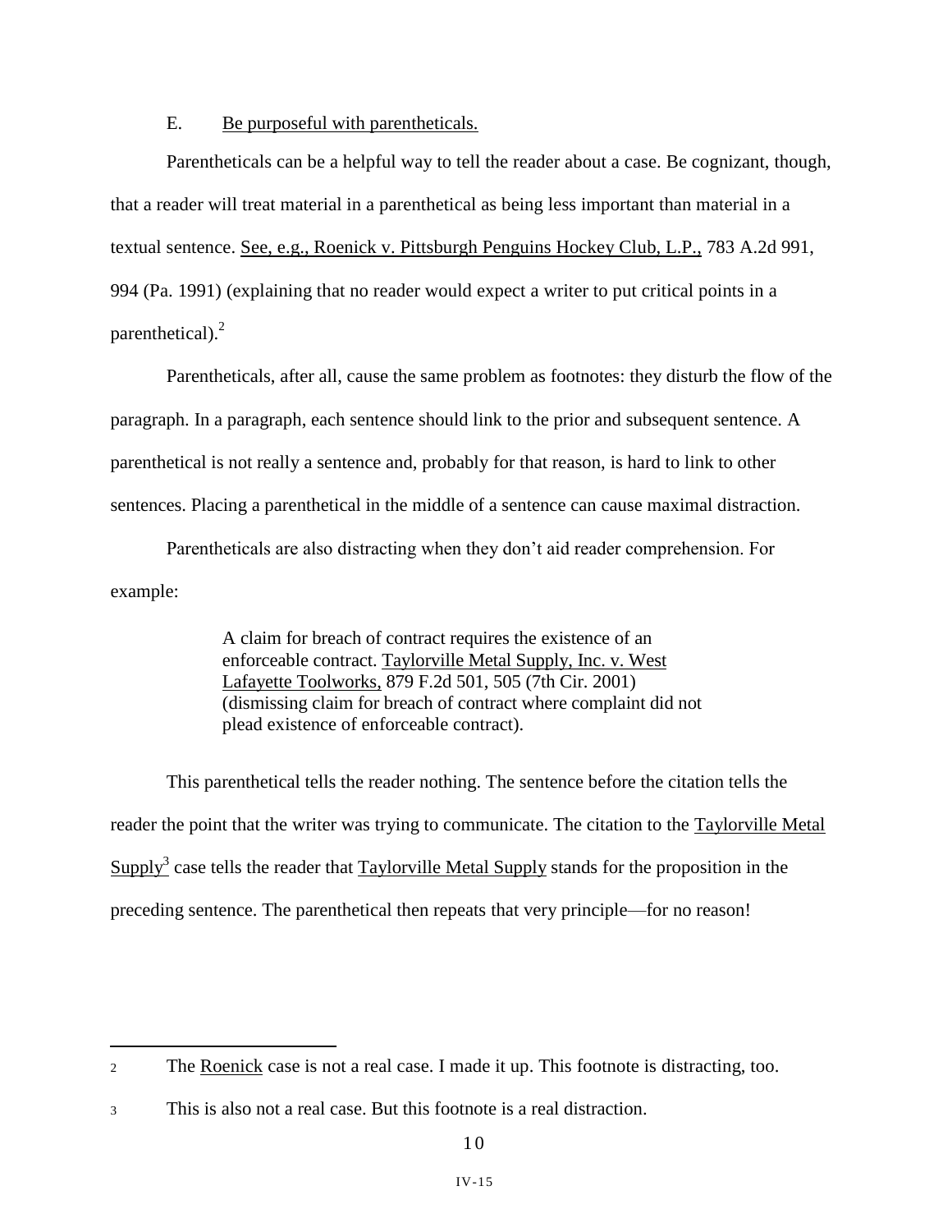E. Be purposeful with parentheticals.

Parentheticals can be a helpful way to tell the reader about a case. Be cognizant, though, that a reader will treat material in a parenthetical as being less important than material in a textual sentence. See, e.g., Roenick v. Pittsburgh Penguins Hockey Club, L.P., 783 A.2d 991, 994 (Pa. 1991) (explaining that no reader would expect a writer to put critical points in a parenthetical).[2]

Parentheticals, after all, cause the same problem as footnotes: they disturb the flow of the paragraph. In a paragraph, each sentence should link to the prior and subsequent sentence. A parenthetical is not really a sentence and, probably for that reason, is hard to link to other sentences. Placing a parenthetical in the middle of a sentence can cause maximal distraction.

Parentheticals are also distracting when they don't aid reader comprehension. For example:

> A claim for breach of contract requires the existence of an enforceable contract. Taylorville Metal Supply, Inc. v. West Lafayette Toolworks, 879 F.2d 501, 505 (7th Cir. 2001) (dismissing claim for breach of contract where complaint did not plead existence of enforceable contract).

This parenthetical tells the reader nothing. The sentence before the citation tells the reader the point that the writer was trying to communicate. The citation to the Taylorville Metal Supply[3] case tells the reader that Taylorville Metal Supply stands for the proposition in the preceding sentence. The parenthetical then repeats that very principle—for no reason!

---

[2] The Roenick case is not a real case. I made it up. This footnote is distracting, too.

[3] This is also not a real case. But this footnote is a real distraction.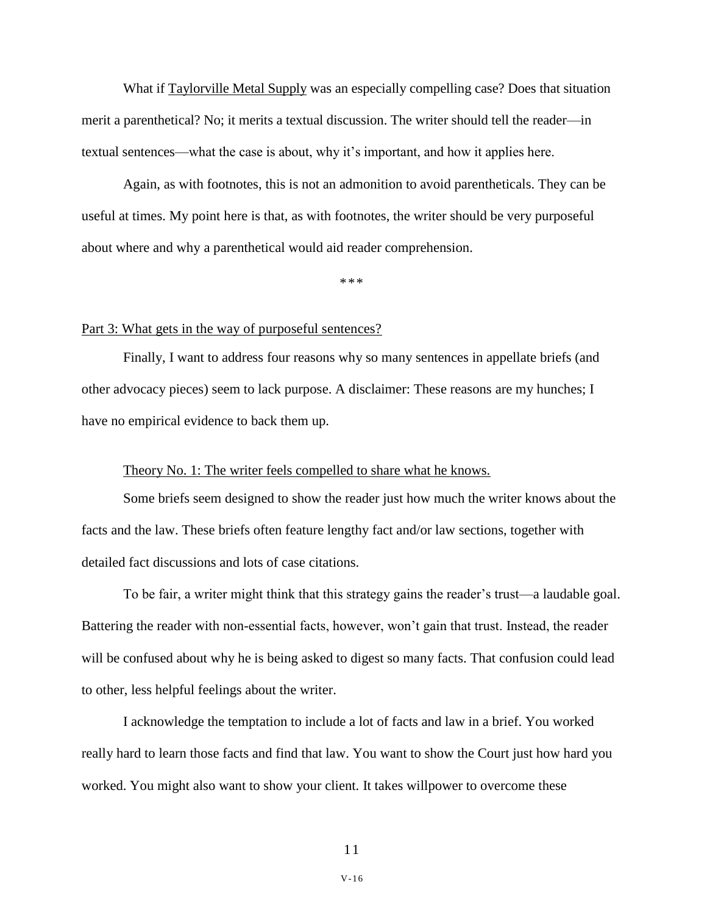What if Taylorville Metal Supply was an especially compelling case? Does that situation merit a parenthetical? No; it merits a textual discussion. The writer should tell the reader—in textual sentences—what the case is about, why it's important, and how it applies here.

Again, as with footnotes, this is not an admonition to avoid parentheticals. They can be useful at times. My point here is that, as with footnotes, the writer should be very purposeful about where and why a parenthetical would aid reader comprehension.

\*\*\*

## Part 3: What gets in the way of purposeful sentences?

Finally, I want to address four reasons why so many sentences in appellate briefs (and other advocacy pieces) seem to lack purpose. A disclaimer: These reasons are my hunches; I have no empirical evidence to back them up.

### Theory No. 1: The writer feels compelled to share what he knows.

Some briefs seem designed to show the reader just how much the writer knows about the facts and the law. These briefs often feature lengthy fact and/or law sections, together with detailed fact discussions and lots of case citations.

To be fair, a writer might think that this strategy gains the reader's trust—a laudable goal. Battering the reader with non-essential facts, however, won't gain that trust. Instead, the reader will be confused about why he is being asked to digest so many facts. That confusion could lead to other, less helpful feelings about the writer.

I acknowledge the temptation to include a lot of facts and law in a brief. You worked really hard to learn those facts and find that law. You want to show the Court just how hard you worked. You might also want to show your client. It takes willpower to overcome these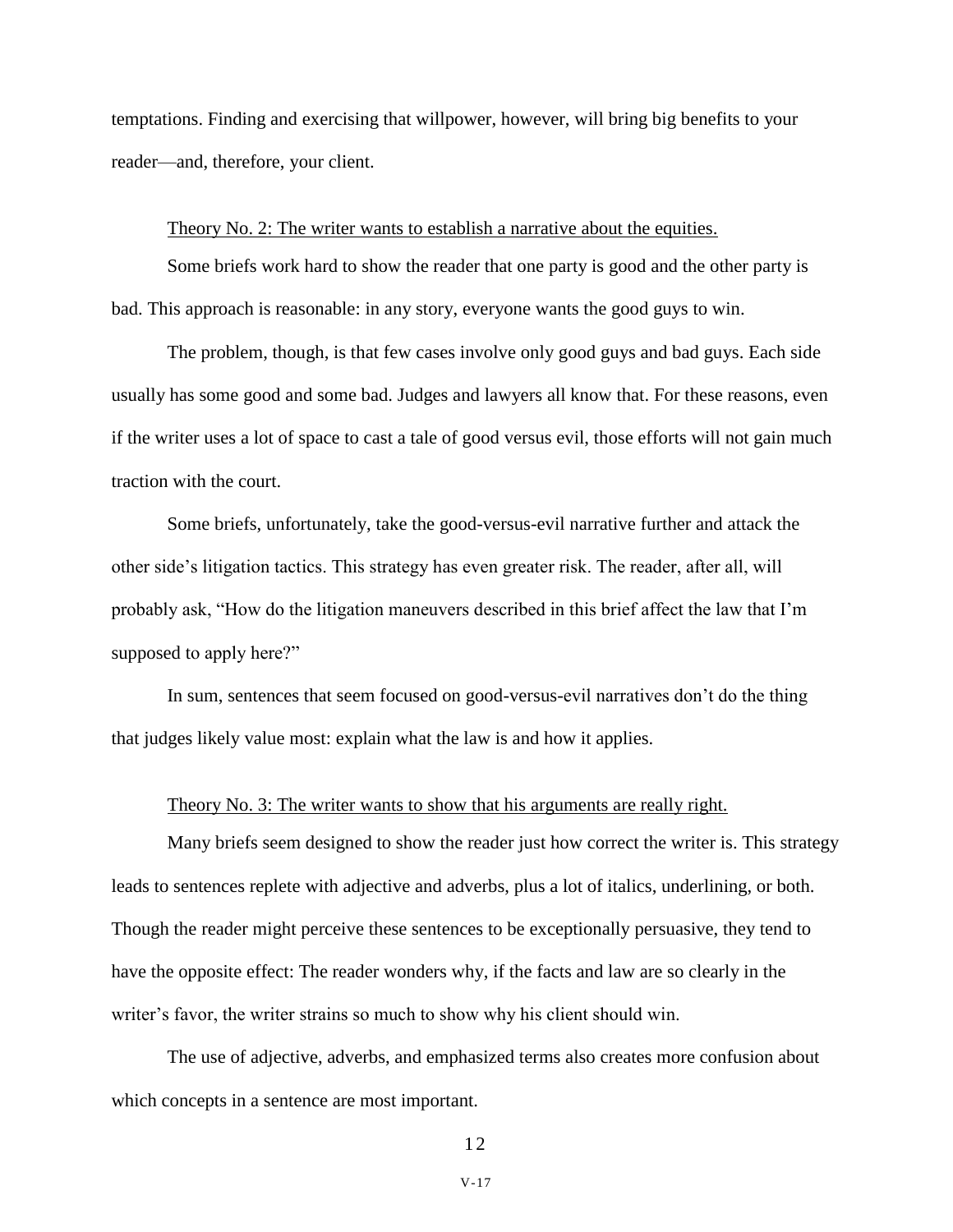temptations. Finding and exercising that willpower, however, will bring big benefits to your reader—and, therefore, your client.

Theory No. 2: The writer wants to establish a narrative about the equities.

Some briefs work hard to show the reader that one party is good and the other party is bad. This approach is reasonable: in any story, everyone wants the good guys to win.

The problem, though, is that few cases involve only good guys and bad guys. Each side usually has some good and some bad. Judges and lawyers all know that. For these reasons, even if the writer uses a lot of space to cast a tale of good versus evil, those efforts will not gain much traction with the court.

Some briefs, unfortunately, take the good-versus-evil narrative further and attack the other side's litigation tactics. This strategy has even greater risk. The reader, after all, will probably ask, "How do the litigation maneuvers described in this brief affect the law that I'm supposed to apply here?"

In sum, sentences that seem focused on good-versus-evil narratives don't do the thing that judges likely value most: explain what the law is and how it applies.

Theory No. 3: The writer wants to show that his arguments are really right.

Many briefs seem designed to show the reader just how correct the writer is. This strategy leads to sentences replete with adjective and adverbs, plus a lot of italics, underlining, or both. Though the reader might perceive these sentences to be exceptionally persuasive, they tend to have the opposite effect: The reader wonders why, if the facts and law are so clearly in the writer's favor, the writer strains so much to show why his client should win.

The use of adjective, adverbs, and emphasized terms also creates more confusion about which concepts in a sentence are most important.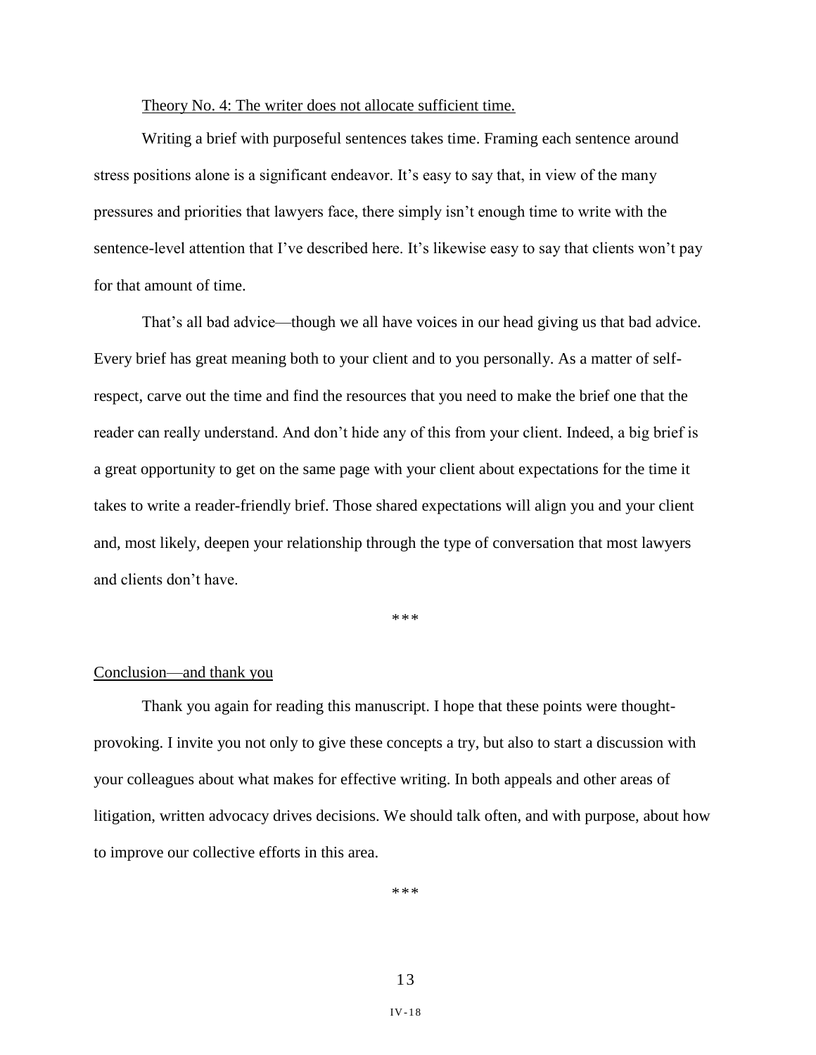Theory No. 4: The writer does not allocate sufficient time.

Writing a brief with purposeful sentences takes time. Framing each sentence around stress positions alone is a significant endeavor. It's easy to say that, in view of the many pressures and priorities that lawyers face, there simply isn't enough time to write with the sentence-level attention that I've described here. It's likewise easy to say that clients won't pay for that amount of time.

That's all bad advice—though we all have voices in our head giving us that bad advice. Every brief has great meaning both to your client and to you personally. As a matter of self-respect, carve out the time and find the resources that you need to make the brief one that the reader can really understand. And don't hide any of this from your client. Indeed, a big brief is a great opportunity to get on the same page with your client about expectations for the time it takes to write a reader-friendly brief. Those shared expectations will align you and your client and, most likely, deepen your relationship through the type of conversation that most lawyers and clients don't have.

\*\*\*

Conclusion—and thank you

Thank you again for reading this manuscript. I hope that these points were thought-provoking. I invite you not only to give these concepts a try, but also to start a discussion with your colleagues about what makes for effective writing. In both appeals and other areas of litigation, written advocacy drives decisions. We should talk often, and with purpose, about how to improve our collective efforts in this area.

\*\*\*